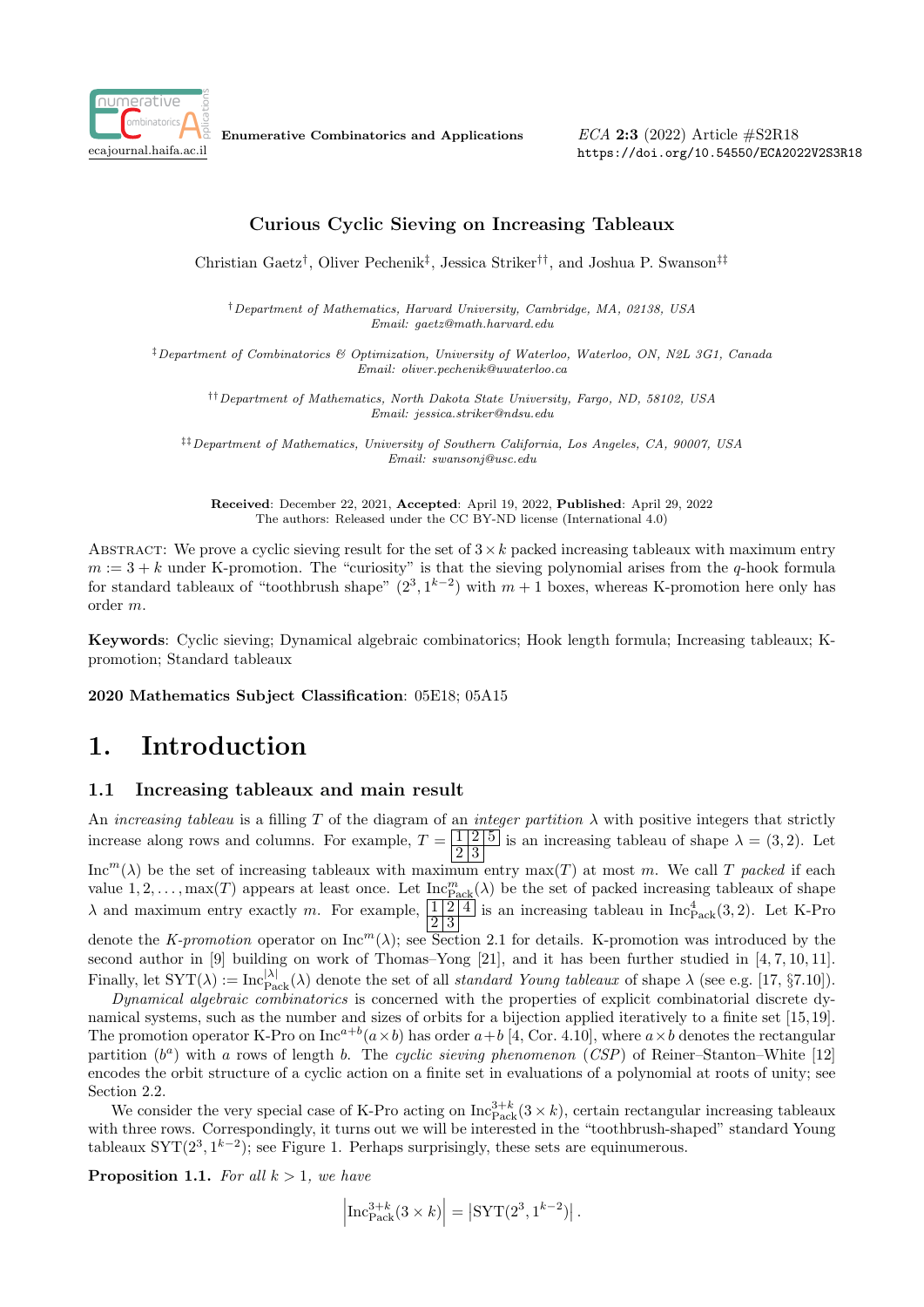# Curious Cyclic Sieving on Increasing Tableaux

Christian Gaetz[†], Oliver Pechenik[‡], Jessica Striker[††], and Joshua P. Swanson[‡‡]

[†] *Department of Mathematics, Harvard University, Cambridge, MA, 02138, USA*
*Email: gaetz@math.harvard.edu*

[‡] *Department of Combinatorics & Optimization, University of Waterloo, Waterloo, ON, N2L 3G1, Canada*
*Email: oliver.pechenik@uwaterloo.ca*

[††] *Department of Mathematics, North Dakota State University, Fargo, ND, 58102, USA*
*Email: jessica.striker@ndsu.edu*

[‡‡] *Department of Mathematics, University of Southern California, Los Angeles, CA, 90007, USA*
*Email: swansonj@usc.edu*

**Received**: December 22, 2021, **Accepted**: April 19, 2022, **Published**: April 29, 2022
The authors: Released under the CC BY-ND license (International 4.0)

Abstract: We prove a cyclic sieving result for the set of $3 \times k$ packed increasing tableaux with maximum entry $m := 3 + k$ under K-promotion. The "curiosity" is that the sieving polynomial arises from the $q$-hook formula for standard tableaux of "toothbrush shape" $(2^3, 1^{k-2})$ with $m + 1$ boxes, whereas K-promotion here only has order $m$.

**Keywords**: Cyclic sieving; Dynamical algebraic combinatorics; Hook length formula; Increasing tableaux; K-promotion; Standard tableaux

**2020 Mathematics Subject Classification**: 05E18; 05A15

# 1. Introduction

## 1.1 Increasing tableaux and main result

An *increasing tableau* is a filling $T$ of the diagram of an *integer partition* $\lambda$ with positive integers that strictly increase along rows and columns. For example, $T = \begin{array}{|c|c|c|}\hline 1 & 2 & 5 \\ \hline 2 & 3 \\ \cline{1-2}\end{array}$ is an increasing tableau of shape $\lambda = (3, 2)$. Let $\mathrm{Inc}^m(\lambda)$ be the set of increasing tableaux with maximum entry $\max(T)$ at most $m$. We call $T$ *packed* if each value $1, 2, \ldots, \max(T)$ appears at least once. Let $\mathrm{Inc}^m_{\mathrm{Pack}}(\lambda)$ be the set of packed increasing tableaux of shape $\lambda$ and maximum entry exactly $m$. For example, $\begin{array}{|c|c|c|}\hline 1 & 2 & 4 \\ \hline 2 & 3 \\ \cline{1-2}\end{array}$ is an increasing tableau in $\mathrm{Inc}^4_{\mathrm{Pack}}(3, 2)$. Let K-Pro denote the *K-promotion* operator on $\mathrm{Inc}^m(\lambda)$; see Section 2.1 for details. K-promotion was introduced by the second author in [9] building on work of Thomas–Yong [21], and it has been further studied in [4, 7, 10, 11]. Finally, let $\mathrm{SYT}(\lambda) := \mathrm{Inc}^{|\lambda|}_{\mathrm{Pack}}(\lambda)$ denote the set of all *standard Young tableaux* of shape $\lambda$ (see e.g. [17, §7.10]).

*Dynamical algebraic combinatorics* is concerned with the properties of explicit combinatorial discrete dynamical systems, such as the number and sizes of orbits for a bijection applied iteratively to a finite set [15, 19]. The promotion operator K-Pro on $\mathrm{Inc}^{a+b}(a \times b)$ has order $a+b$ [4, Cor. 4.10], where $a \times b$ denotes the rectangular partition $(b^a)$ with $a$ rows of length $b$. The *cyclic sieving phenomenon* (*CSP*) of Reiner–Stanton–White [12] encodes the orbit structure of a cyclic action on a finite set in evaluations of a polynomial at roots of unity; see Section 2.2.

We consider the very special case of K-Pro acting on $\mathrm{Inc}^{3+k}_{\mathrm{Pack}}(3 \times k)$, certain rectangular increasing tableaux with three rows. Correspondingly, it turns out we will be interested in the "toothbrush-shaped" standard Young tableaux $\mathrm{SYT}(2^3, 1^{k-2})$; see Figure 1. Perhaps surprisingly, these sets are equinumerous.

**Proposition 1.1.** *For all $k > 1$, we have*

$$\left|\mathrm{Inc}^{3+k}_{\mathrm{Pack}}(3 \times k)\right| = \left|\mathrm{SYT}(2^3, 1^{k-2})\right|.$$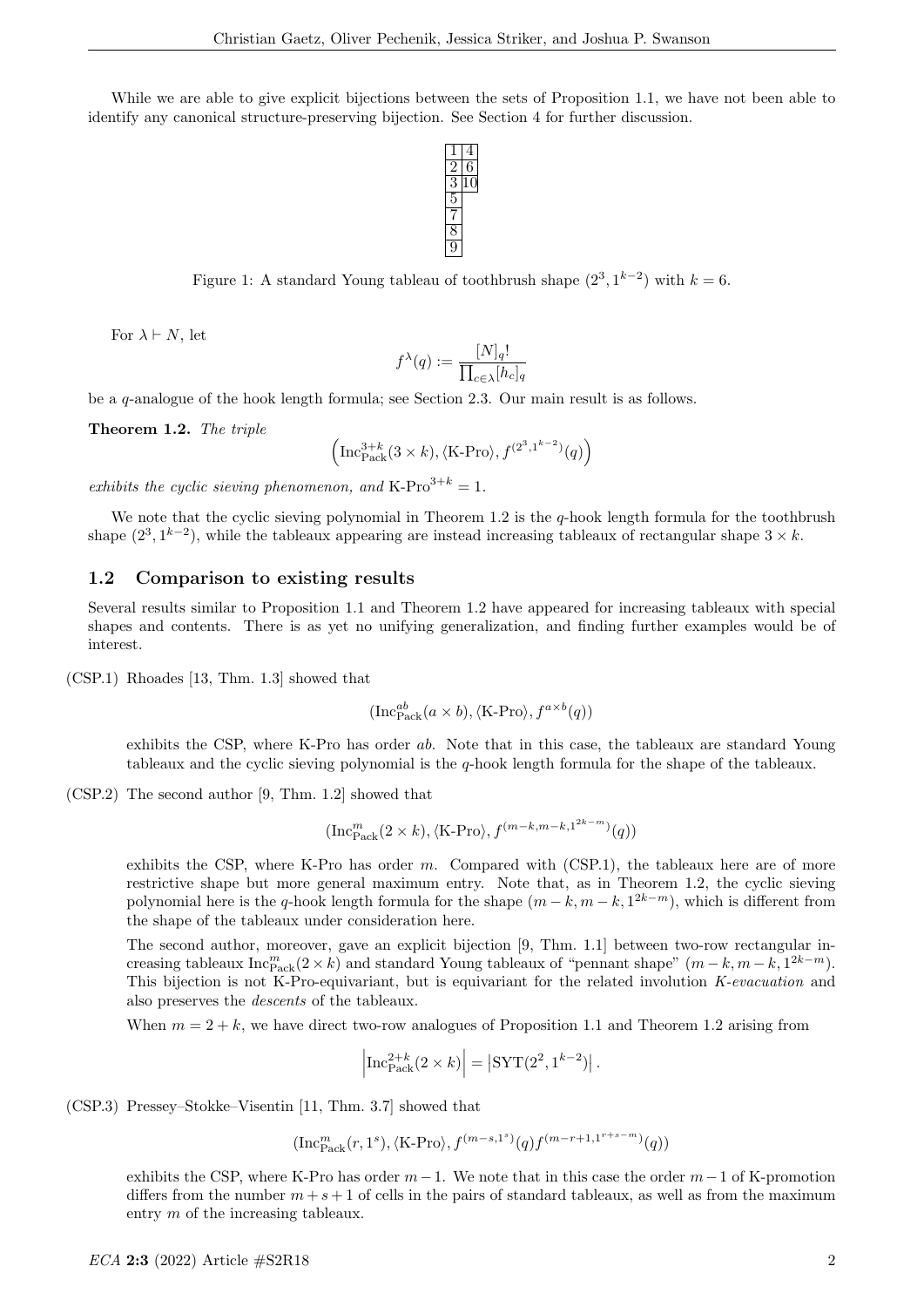While we are able to give explicit bijections between the sets of Proposition 1.1, we have not been able to identify any canonical structure-preserving bijection. See Section 4 for further discussion.

| 1 | 4 |
|---|---|
| 2 | 6 |
| 3 | 10 |
| 5 | |
| 7 | |
| 8 | |
| 9 | |

Figure 1: A standard Young tableau of toothbrush shape $(2^3, 1^{k-2})$ with $k = 6$.

For $\lambda \vdash N$, let

$$f^\lambda(q) := \frac{[N]_q!}{\prod_{c \in \lambda} [h_c]_q}$$

be a $q$-analogue of the hook length formula; see Section 2.3. Our main result is as follows.

**Theorem 1.2.** *The triple*

$$\left(\mathrm{Inc}^{3+k}_{\mathrm{Pack}}(3 \times k), \langle \text{K-Pro} \rangle, f^{(2^3, 1^{k-2})}(q)\right)$$

*exhibits the cyclic sieving phenomenon, and* $\text{K-Pro}^{3+k} = 1$.

We note that the cyclic sieving polynomial in Theorem 1.2 is the $q$-hook length formula for the toothbrush shape $(2^3, 1^{k-2})$, while the tableaux appearing are instead increasing tableaux of rectangular shape $3 \times k$.

## 1.2 Comparison to existing results

Several results similar to Proposition 1.1 and Theorem 1.2 have appeared for increasing tableaux with special shapes and contents. There is as yet no unifying generalization, and finding further examples would be of interest.

(CSP.1) Rhoades [13, Thm. 1.3] showed that

$$(\mathrm{Inc}^{ab}_{\mathrm{Pack}}(a \times b), \langle \text{K-Pro} \rangle, f^{a \times b}(q))$$

exhibits the CSP, where K-Pro has order $ab$. Note that in this case, the tableaux are standard Young tableaux and the cyclic sieving polynomial is the $q$-hook length formula for the shape of the tableaux.

(CSP.2) The second author [9, Thm. 1.2] showed that

$$(\mathrm{Inc}^{m}_{\mathrm{Pack}}(2 \times k), \langle \text{K-Pro} \rangle, f^{(m-k, m-k, 1^{2k-m})}(q))$$

exhibits the CSP, where K-Pro has order $m$. Compared with (CSP.1), the tableaux here are of more restrictive shape but more general maximum entry. Note that, as in Theorem 1.2, the cyclic sieving polynomial here is the $q$-hook length formula for the shape $(m-k, m-k, 1^{2k-m})$, which is different from the shape of the tableaux under consideration here.

The second author, moreover, gave an explicit bijection [9, Thm. 1.1] between two-row rectangular increasing tableaux $\mathrm{Inc}^{m}_{\mathrm{Pack}}(2 \times k)$ and standard Young tableaux of "pennant shape" $(m-k, m-k, 1^{2k-m})$. This bijection is not K-Pro-equivariant, but is equivariant for the related involution *K-evacuation* and also preserves the *descents* of the tableaux.

When $m = 2 + k$, we have direct two-row analogues of Proposition 1.1 and Theorem 1.2 arising from

$$\left|\mathrm{Inc}^{2+k}_{\mathrm{Pack}}(2 \times k)\right| = \left|\mathrm{SYT}(2^2, 1^{k-2})\right|.$$

(CSP.3) Pressey–Stokke–Visentin [11, Thm. 3.7] showed that

$$(\mathrm{Inc}^{m}_{\mathrm{Pack}}(r, 1^s), \langle \text{K-Pro} \rangle, f^{(m-s, 1^s)}(q) f^{(m-r+1, 1^{r+s-m})}(q))$$

exhibits the CSP, where K-Pro has order $m-1$. We note that in this case the order $m-1$ of K-promotion differs from the number $m+s+1$ of cells in the pairs of standard tableaux, as well as from the maximum entry $m$ of the increasing tableaux.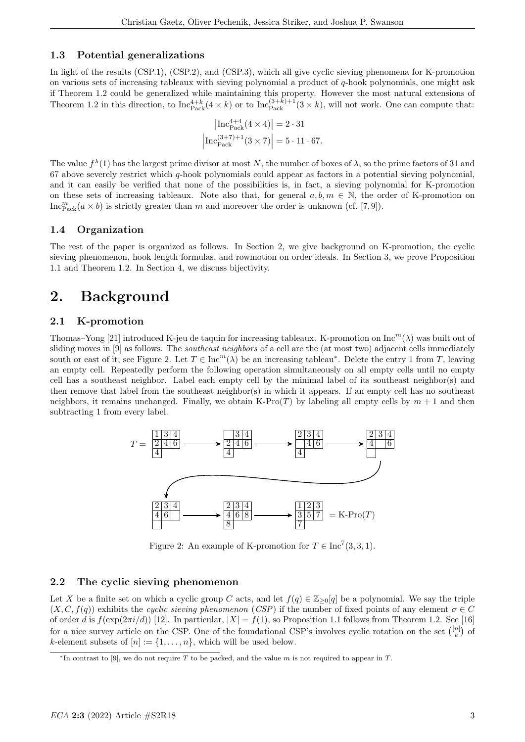### 1.3 Potential generalizations

In light of the results (CSP.1), (CSP.2), and (CSP.3), which all give cyclic sieving phenomena for K-promotion on various sets of increasing tableaux with sieving polynomial a product of $q$-hook polynomials, one might ask if Theorem 1.2 could be generalized while maintaining this property. However the most natural extensions of Theorem 1.2 in this direction, to $\mathrm{Inc}^{4+k}_{\mathrm{Pack}}(4 \times k)$ or to $\mathrm{Inc}^{(3+k)+1}_{\mathrm{Pack}}(3 \times k)$, will not work. One can compute that:

$$\left|\mathrm{Inc}^{4+4}_{\mathrm{Pack}}(4 \times 4)\right| = 2 \cdot 31$$
$$\left|\mathrm{Inc}^{(3+7)+1}_{\mathrm{Pack}}(3 \times 7)\right| = 5 \cdot 11 \cdot 67.$$

The value $f^\lambda(1)$ has the largest prime divisor at most $N$, the number of boxes of $\lambda$, so the prime factors of 31 and 67 above severely restrict which $q$-hook polynomials could appear as factors in a potential sieving polynomial, and it can easily be verified that none of the possibilities is, in fact, a sieving polynomial for K-promotion on these sets of increasing tableaux. Note also that, for general $a, b, m \in \mathbb{N}$, the order of K-promotion on $\mathrm{Inc}^m_{\mathrm{Pack}}(a \times b)$ is strictly greater than $m$ and moreover the order is unknown (cf. [7,9]).

### 1.4 Organization

The rest of the paper is organized as follows. In Section 2, we give background on K-promotion, the cyclic sieving phenomenon, hook length formulas, and rowmotion on order ideals. In Section 3, we prove Proposition 1.1 and Theorem 1.2. In Section 4, we discuss bijectivity.

# 2. Background

### 2.1 K-promotion

Thomas–Yong [21] introduced K-jeu de taquin for increasing tableaux. K-promotion on $\mathrm{Inc}^m(\lambda)$ was built out of sliding moves in [9] as follows. The *southeast neighbors* of a cell are the (at most two) adjacent cells immediately south or east of it; see Figure 2. Let $T \in \mathrm{Inc}^m(\lambda)$ be an increasing tableau*. Delete the entry 1 from $T$, leaving an empty cell. Repeatedly perform the following operation simultaneously on all empty cells until no empty cell has a southeast neighbor. Label each empty cell by the minimal label of its southeast neighbor(s) and then remove that label from the southeast neighbor(s) in which it appears. If an empty cell has no southeast neighbors, it remains unchanged. Finally, we obtain K-Pro$(T)$ by labeling all empty cells by $m+1$ and then subtracting 1 from every label.

$$T = \begin{array}{|c|c|c|}\hline 1&3&4\\\hline 2&4&6\\\hline 4\\\cline{1-1}\end{array} \longrightarrow \begin{array}{|c|c|c|}\hline \ &3&4\\\hline 2&4&6\\\hline 4\\\cline{1-1}\end{array} \longrightarrow \begin{array}{|c|c|c|}\hline 2&3&4\\\hline \ &4&6\\\hline 4\\\cline{1-1}\end{array} \longrightarrow \begin{array}{|c|c|c|}\hline 2&3&4\\\hline 4&\ &6\\\hline \ \\\cline{1-1}\end{array}$$

$$\longrightarrow \begin{array}{|c|c|c|}\hline 2&3&4\\\hline 4&6&\ \\\hline \ \\\cline{1-1}\end{array} \longrightarrow \begin{array}{|c|c|c|}\hline 2&3&4\\\hline 4&6&8\\\hline 8\\\cline{1-1}\end{array} \longrightarrow \begin{array}{|c|c|c|}\hline 1&2&3\\\hline 3&5&7\\\hline 7\\\cline{1-1}\end{array} = \text{K-Pro}(T)$$

Figure 2: An example of K-promotion for $T \in \mathrm{Inc}^7(3,3,1)$.

### 2.2 The cyclic sieving phenomenon

Let $X$ be a finite set on which a cyclic group $C$ acts, and let $f(q) \in \mathbb{Z}_{\geq 0}[q]$ be a polynomial. We say the triple $(X, C, f(q))$ exhibits the *cyclic sieving phenomenon* (*CSP*) if the number of fixed points of any element $\sigma \in C$ of order $d$ is $f(\exp(2\pi i/d))$ [12]. In particular, $|X| = f(1)$, so Proposition 1.1 follows from Theorem 1.2. See [16] for a nice survey article on the CSP. One of the foundational CSP's involves cyclic rotation on the set $\binom{[n]}{k}$ of $k$-element subsets of $[n] := \{1, \ldots, n\}$, which will be used below.

*In contrast to [9], we do not require $T$ to be packed, and the value $m$ is not required to appear in $T$.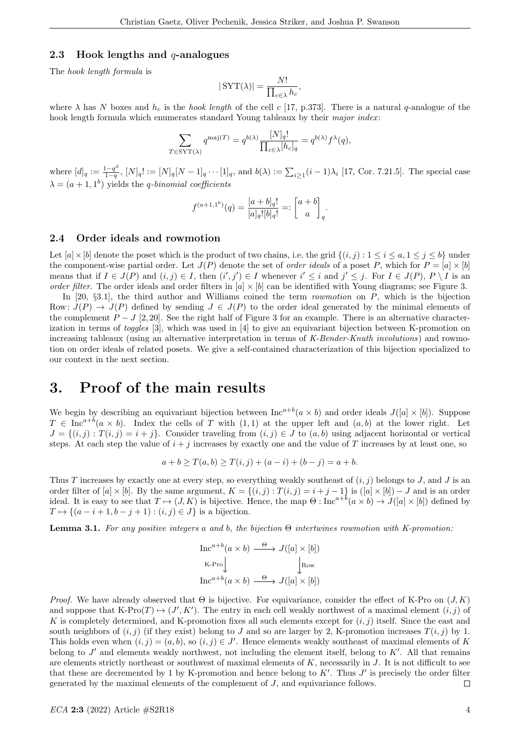### 2.3 Hook lengths and $q$-analogues

The *hook length formula* is

$$|\operatorname{SYT}(\lambda)| = \frac{N!}{\prod_{c\in\lambda} h_c},$$

where $\lambda$ has $N$ boxes and $h_c$ is the *hook length* of the cell $c$ [17, p.373]. There is a natural $q$-analogue of the hook length formula which enumerates standard Young tableaux by their *major index*:

$$\sum_{T\in\operatorname{SYT}(\lambda)} q^{\operatorname{maj}(T)} = q^{b(\lambda)} \frac{[N]_q!}{\prod_{c\in\lambda}[h_c]_q} = q^{b(\lambda)} f^{\lambda}(q),$$

where $[d]_q := \frac{1-q^d}{1-q}$, $[N]_q! := [N]_q[N-1]_q \cdots [1]_q$, and $b(\lambda) := \sum_{i\geq 1}(i-1)\lambda_i$ [17, Cor. 7.21.5]. The special case $\lambda = (a+1, 1^b)$ yields the *$q$-binomial coefficients*

$$f^{(a+1,1^b)}(q) = \frac{[a+b]_q!}{[a]_q![b]_q!} =: \begin{bmatrix} a+b \\ a \end{bmatrix}_q.$$

### 2.4 Order ideals and rowmotion

Let $[a]\times[b]$ denote the poset which is the product of two chains, i.e. the grid $\{(i,j) : 1 \leq i \leq a, 1 \leq j \leq b\}$ under the component-wise partial order. Let $J(P)$ denote the set of *order ideals* of a poset $P$, which for $P = [a]\times[b]$ means that if $I \in J(P)$ and $(i,j) \in I$, then $(i',j') \in I$ whenever $i' \leq i$ and $j' \leq j$. For $I \in J(P)$, $P \setminus I$ is an *order filter*. The order ideals and order filters in $[a]\times[b]$ can be identified with Young diagrams; see Figure 3.

In [20, §3.1], the third author and Williams coined the term *rowmotion* on $P$, which is the bijection $\operatorname{Row}\colon J(P) \to J(P)$ defined by sending $J \in J(P)$ to the order ideal generated by the minimal elements of the complement $P - J$ [2, 20]. See the right half of Figure 3 for an example. There is an alternative characterization in terms of *toggles* [3], which was used in [4] to give an equivariant bijection between K-promotion on increasing tableaux (using an alternative interpretation in terms of *K-Bender-Knuth involutions*) and rowmotion on order ideals of related posets. We give a self-contained characterization of this bijection specialized to our context in the next section.

## 3. Proof of the main results

We begin by describing an equivariant bijection between $\operatorname{Inc}^{a+b}(a\times b)$ and order ideals $J([a]\times[b])$. Suppose $T \in \operatorname{Inc}^{a+b}(a\times b)$. Index the cells of $T$ with $(1,1)$ at the upper left and $(a,b)$ at the lower right. Let $J = \{(i,j) : T(i,j) = i+j\}$. Consider traveling from $(i,j) \in J$ to $(a,b)$ using adjacent horizontal or vertical steps. At each step the value of $i+j$ increases by exactly one and the value of $T$ increases by at least one, so

$$a+b \geq T(a,b) \geq T(i,j) + (a-i) + (b-j) = a+b.$$

Thus $T$ increases by exactly one at every step, so everything weakly southeast of $(i,j)$ belongs to $J$, and $J$ is an order filter of $[a]\times[b]$. By the same argument, $K = \{(i,j) : T(i,j) = i+j-1\}$ is $([a]\times[b]) - J$ and is an order ideal. It is easy to see that $T \mapsto (J,K)$ is bijective. Hence, the map $\Theta : \operatorname{Inc}^{a+b}(a\times b) \to J([a]\times[b])$ defined by $T \mapsto \{(a-i+1, b-j+1) : (i,j) \in J\}$ is a bijection.

**Lemma 3.1.** *For any positive integers $a$ and $b$, the bijection $\Theta$ intertwines rowmotion with K-promotion:*

$$\begin{array}{ccc} \operatorname{Inc}^{a+b}(a\times b) & \xrightarrow{\ \Theta\ } & J([a]\times[b]) \\ \big\downarrow{\scriptstyle \text{K-Pro}} & & \big\downarrow{\scriptstyle \operatorname{Row}} \\ \operatorname{Inc}^{a+b}(a\times b) & \xrightarrow{\ \Theta\ } & J([a]\times[b]) \end{array}$$

*Proof.* We have already observed that $\Theta$ is bijective. For equivariance, consider the effect of K-Pro on $(J,K)$ and suppose that $\text{K-Pro}(T) \mapsto (J',K')$. The entry in each cell weakly northwest of a maximal element $(i,j)$ of $K$ is completely determined, and K-promotion fixes all such elements except for $(i,j)$ itself. Since the east and south neighbors of $(i,j)$ (if they exist) belong to $J$ and so are larger by 2, K-promotion increases $T(i,j)$ by 1. This holds even when $(i,j) = (a,b)$, so $(i,j) \in J'$. Hence elements weakly southeast of maximal elements of $K$ belong to $J'$ and elements weakly northwest, not including the element itself, belong to $K'$. All that remains are elements strictly northeast or southwest of maximal elements of $K$, necessarily in $J$. It is not difficult to see that these are decremented by 1 by K-promotion and hence belong to $K'$. Thus $J'$ is precisely the order filter generated by the maximal elements of the complement of $J$, and equivariance follows. $\square$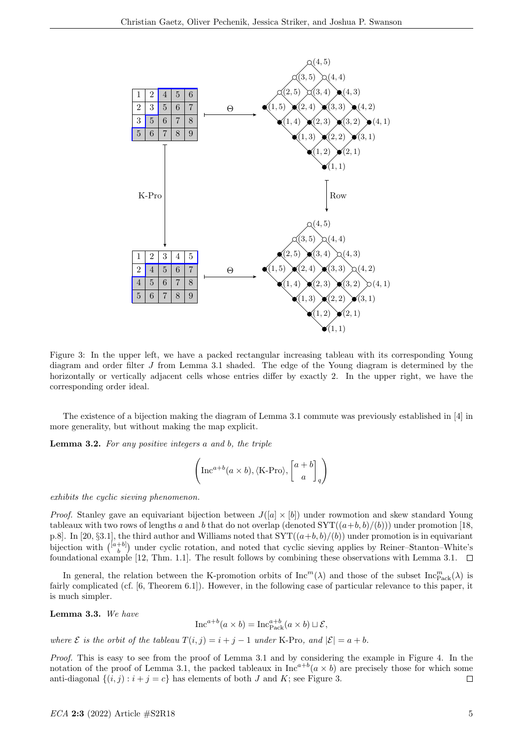Figure 3: In the upper left, we have a packed rectangular increasing tableau with its corresponding Young diagram and order filter $J$ from Lemma 3.1 shaded. The edge of the Young diagram is determined by the horizontally or vertically adjacent cells whose entries differ by exactly 2. In the upper right, we have the corresponding order ideal.

The existence of a bijection making the diagram of Lemma 3.1 commute was previously established in [4] in more generality, but without making the map explicit.

**Lemma 3.2.** *For any positive integers $a$ and $b$, the triple*

$$\left(\mathrm{Inc}^{a+b}(a \times b), \langle \text{K-Pro} \rangle, \begin{bmatrix} a+b \\ a \end{bmatrix}_q \right)$$

*exhibits the cyclic sieving phenomenon.*

*Proof.* Stanley gave an equivariant bijection between $J([a] \times [b])$ under rowmotion and skew standard Young tableaux with two rows of lengths $a$ and $b$ that do not overlap (denoted $\mathrm{SYT}((a+b,b)/(b))$) under promotion [18, p.8]. In [20, §3.1], the third author and Williams noted that $\mathrm{SYT}((a+b,b)/(b))$ under promotion is in equivariant bijection with $\binom{[a+b]}{b}$ under cyclic rotation, and noted that cyclic sieving applies by Reiner–Stanton–White's foundational example [12, Thm. 1.1]. The result follows by combining these observations with Lemma 3.1. $\square$

In general, the relation between the K-promotion orbits of $\mathrm{Inc}^m(\lambda)$ and those of the subset $\mathrm{Inc}^m_{\mathrm{Pack}}(\lambda)$ is fairly complicated (cf. [6, Theorem 6.1]). However, in the following case of particular relevance to this paper, it is much simpler.

**Lemma 3.3.** *We have*

$$\mathrm{Inc}^{a+b}(a \times b) = \mathrm{Inc}^{a+b}_{\mathrm{Pack}}(a \times b) \sqcup \mathcal{E},$$

*where $\mathcal{E}$ is the orbit of the tableau $T(i,j) = i + j - 1$ under* K-Pro*, and $|\mathcal{E}| = a + b$.*

*Proof.* This is easy to see from the proof of Lemma 3.1 and by considering the example in Figure 4. In the notation of the proof of Lemma 3.1, the packed tableaux in $\mathrm{Inc}^{a+b}(a \times b)$ are precisely those for which some anti-diagonal $\{(i,j) : i + j = c\}$ has elements of both $J$ and $K$; see Figure 3. $\square$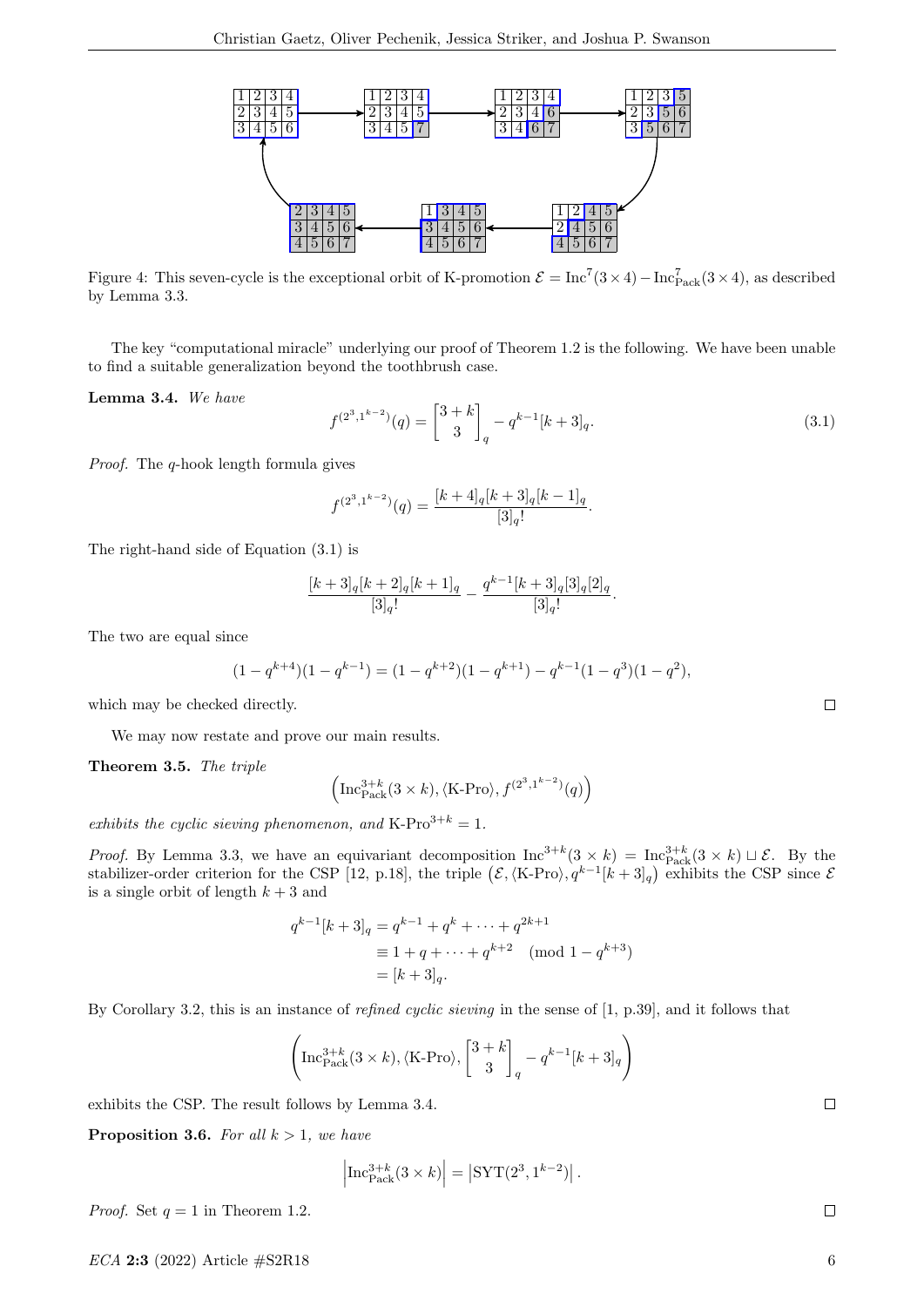Figure 4: This seven-cycle is the exceptional orbit of K-promotion $\mathcal{E} = \mathrm{Inc}^7(3 \times 4) - \mathrm{Inc}^7_{\mathrm{Pack}}(3 \times 4)$, as described by Lemma 3.3.

The key "computational miracle" underlying our proof of Theorem 1.2 is the following. We have been unable to find a suitable generalization beyond the toothbrush case.

**Lemma 3.4.** *We have*

$$f^{(2^3,1^{k-2})}(q) = \begin{bmatrix} 3+k \\ 3 \end{bmatrix}_q - q^{k-1}[k+3]_q. \tag{3.1}$$

*Proof.* The $q$-hook length formula gives

$$f^{(2^3,1^{k-2})}(q) = \frac{[k+4]_q[k+3]_q[k-1]_q}{[3]_q!}.$$

The right-hand side of Equation (3.1) is

$$\frac{[k+3]_q[k+2]_q[k+1]_q}{[3]_q!} - \frac{q^{k-1}[k+3]_q[3]_q[2]_q}{[3]_q!}.$$

The two are equal since

$$(1-q^{k+4})(1-q^{k-1}) = (1-q^{k+2})(1-q^{k+1}) - q^{k-1}(1-q^3)(1-q^2),$$

which may be checked directly. $\square$

We may now restate and prove our main results.

**Theorem 3.5.** *The triple*

$$\left(\mathrm{Inc}^{3+k}_{\mathrm{Pack}}(3 \times k), \langle \text{K-Pro} \rangle, f^{(2^3,1^{k-2})}(q)\right)$$

*exhibits the cyclic sieving phenomenon, and* $\text{K-Pro}^{3+k} = 1$.

*Proof.* By Lemma 3.3, we have an equivariant decomposition $\mathrm{Inc}^{3+k}(3 \times k) = \mathrm{Inc}^{3+k}_{\mathrm{Pack}}(3 \times k) \sqcup \mathcal{E}$. By the stabilizer-order criterion for the CSP [12, p.18], the triple $\left(\mathcal{E}, \langle \text{K-Pro} \rangle, q^{k-1}[k+3]_q\right)$ exhibits the CSP since $\mathcal{E}$ is a single orbit of length $k+3$ and

$$\begin{aligned} q^{k-1}[k+3]_q &= q^{k-1} + q^k + \cdots + q^{2k+1} \\ &\equiv 1 + q + \cdots + q^{k+2} \pmod{1 - q^{k+3}} \\ &= [k+3]_q. \end{aligned}$$

By Corollary 3.2, this is an instance of *refined cyclic sieving* in the sense of [1, p.39], and it follows that

$$\left(\mathrm{Inc}^{3+k}_{\mathrm{Pack}}(3 \times k), \langle \text{K-Pro} \rangle, \begin{bmatrix} 3+k \\ 3 \end{bmatrix}_q - q^{k-1}[k+3]_q\right)$$

exhibits the CSP. The result follows by Lemma 3.4. $\square$

**Proposition 3.6.** *For all $k > 1$, we have*

$$\left|\mathrm{Inc}^{3+k}_{\mathrm{Pack}}(3 \times k)\right| = \left|\mathrm{SYT}(2^3, 1^{k-2})\right|.$$

*Proof.* Set $q = 1$ in Theorem 1.2. $\square$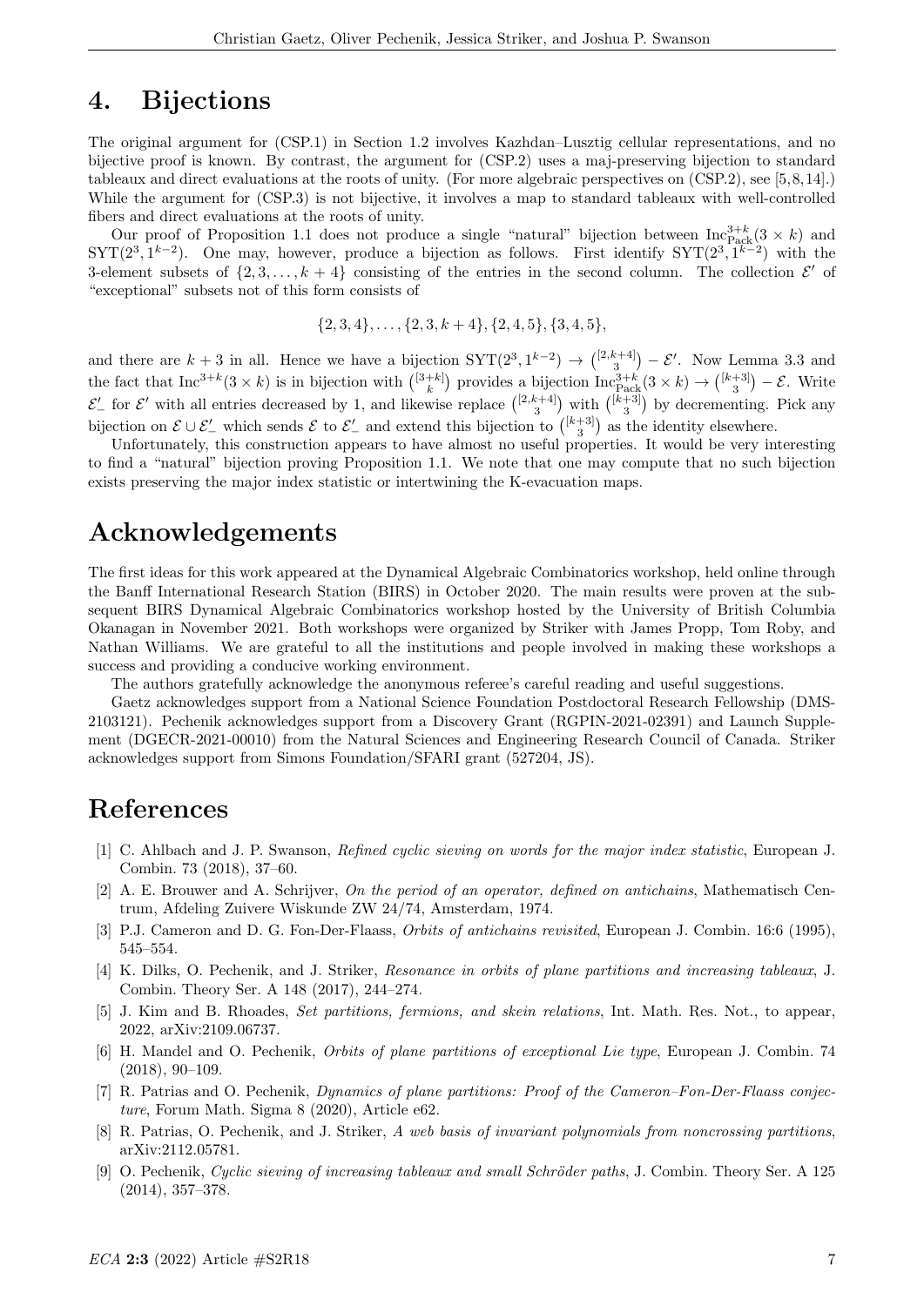# 4. Bijections

The original argument for (CSP.1) in Section 1.2 involves Kazhdan–Lusztig cellular representations, and no bijective proof is known. By contrast, the argument for (CSP.2) uses a maj-preserving bijection to standard tableaux and direct evaluations at the roots of unity. (For more algebraic perspectives on (CSP.2), see [5,8,14].) While the argument for (CSP.3) is not bijective, it involves a map to standard tableaux with well-controlled fibers and direct evaluations at the roots of unity.

Our proof of Proposition 1.1 does not produce a single "natural" bijection between $\mathrm{Inc}^{3+k}_{\mathrm{Pack}}(3 \times k)$ and $\mathrm{SYT}(2^3, 1^{k-2})$. One may, however, produce a bijection as follows. First identify $\mathrm{SYT}(2^3, 1^{k-2})$ with the 3-element subsets of $\{2, 3, \ldots, k+4\}$ consisting of the entries in the second column. The collection $\mathcal{E}'$ of "exceptional" subsets not of this form consists of

$$\{2,3,4\}, \ldots, \{2,3,k+4\}, \{2,4,5\}, \{3,4,5\},$$

and there are $k+3$ in all. Hence we have a bijection $\mathrm{SYT}(2^3, 1^{k-2}) \to \binom{[2,k+4]}{3} - \mathcal{E}'$. Now Lemma 3.3 and the fact that $\mathrm{Inc}^{3+k}(3 \times k)$ is in bijection with $\binom{[3+k]}{k}$ provides a bijection $\mathrm{Inc}^{3+k}_{\mathrm{Pack}}(3 \times k) \to \binom{[k+3]}{3} - \mathcal{E}$. Write $\mathcal{E}'_-$ for $\mathcal{E}'$ with all entries decreased by 1, and likewise replace $\binom{[2,k+4]}{3}$ with $\binom{[k+3]}{3}$ by decrementing. Pick any bijection on $\mathcal{E} \cup \mathcal{E}'_-$ which sends $\mathcal{E}$ to $\mathcal{E}'_-$ and extend this bijection to $\binom{[k+3]}{3}$ as the identity elsewhere.

Unfortunately, this construction appears to have almost no useful properties. It would be very interesting to find a "natural" bijection proving Proposition 1.1. We note that one may compute that no such bijection exists preserving the major index statistic or intertwining the K-evacuation maps.

# Acknowledgements

The first ideas for this work appeared at the Dynamical Algebraic Combinatorics workshop, held online through the Banff International Research Station (BIRS) in October 2020. The main results were proven at the subsequent BIRS Dynamical Algebraic Combinatorics workshop hosted by the University of British Columbia Okanagan in November 2021. Both workshops were organized by Striker with James Propp, Tom Roby, and Nathan Williams. We are grateful to all the institutions and people involved in making these workshops a success and providing a conducive working environment.

The authors gratefully acknowledge the anonymous referee's careful reading and useful suggestions.

Gaetz acknowledges support from a National Science Foundation Postdoctoral Research Fellowship (DMS-2103121). Pechenik acknowledges support from a Discovery Grant (RGPIN-2021-02391) and Launch Supplement (DGECR-2021-00010) from the Natural Sciences and Engineering Research Council of Canada. Striker acknowledges support from Simons Foundation/SFARI grant (527204, JS).

# References

[1] C. Ahlbach and J. P. Swanson, *Refined cyclic sieving on words for the major index statistic*, European J. Combin. 73 (2018), 37–60.

[2] A. E. Brouwer and A. Schrijver, *On the period of an operator, defined on antichains*, Mathematisch Centrum, Afdeling Zuivere Wiskunde ZW 24/74, Amsterdam, 1974.

[3] P.J. Cameron and D. G. Fon-Der-Flaass, *Orbits of antichains revisited*, European J. Combin. 16:6 (1995), 545–554.

[4] K. Dilks, O. Pechenik, and J. Striker, *Resonance in orbits of plane partitions and increasing tableaux*, J. Combin. Theory Ser. A 148 (2017), 244–274.

[5] J. Kim and B. Rhoades, *Set partitions, fermions, and skein relations*, Int. Math. Res. Not., to appear, 2022, arXiv:2109.06737.

[6] H. Mandel and O. Pechenik, *Orbits of plane partitions of exceptional Lie type*, European J. Combin. 74 (2018), 90–109.

[7] R. Patrias and O. Pechenik, *Dynamics of plane partitions: Proof of the Cameron–Fon-Der-Flaass conjecture*, Forum Math. Sigma 8 (2020), Article e62.

[8] R. Patrias, O. Pechenik, and J. Striker, *A web basis of invariant polynomials from noncrossing partitions*, arXiv:2112.05781.

[9] O. Pechenik, *Cyclic sieving of increasing tableaux and small Schröder paths*, J. Combin. Theory Ser. A 125 (2014), 357–378.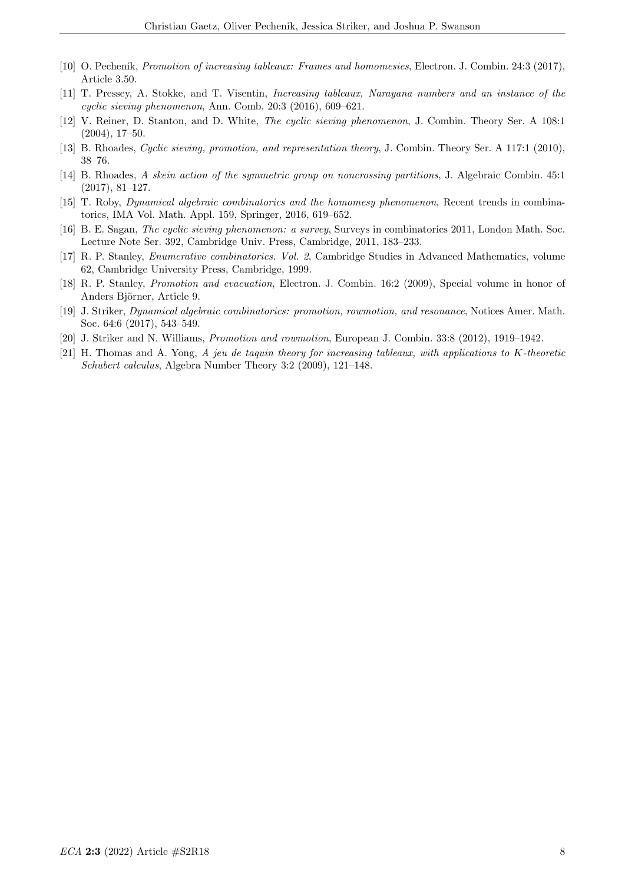[10] O. Pechenik, *Promotion of increasing tableaux: Frames and homomesies*, Electron. J. Combin. 24:3 (2017), Article 3.50.

[11] T. Pressey, A. Stokke, and T. Visentin, *Increasing tableaux, Narayana numbers and an instance of the cyclic sieving phenomenon*, Ann. Comb. 20:3 (2016), 609–621.

[12] V. Reiner, D. Stanton, and D. White, *The cyclic sieving phenomenon*, J. Combin. Theory Ser. A 108:1 (2004), 17–50.

[13] B. Rhoades, *Cyclic sieving, promotion, and representation theory*, J. Combin. Theory Ser. A 117:1 (2010), 38–76.

[14] B. Rhoades, *A skein action of the symmetric group on noncrossing partitions*, J. Algebraic Combin. 45:1 (2017), 81–127.

[15] T. Roby, *Dynamical algebraic combinatorics and the homomesy phenomenon*, Recent trends in combinatorics, IMA Vol. Math. Appl. 159, Springer, 2016, 619–652.

[16] B. E. Sagan, *The cyclic sieving phenomenon: a survey*, Surveys in combinatorics 2011, London Math. Soc. Lecture Note Ser. 392, Cambridge Univ. Press, Cambridge, 2011, 183–233.

[17] R. P. Stanley, *Enumerative combinatorics. Vol. 2*, Cambridge Studies in Advanced Mathematics, volume 62, Cambridge University Press, Cambridge, 1999.

[18] R. P. Stanley, *Promotion and evacuation*, Electron. J. Combin. 16:2 (2009), Special volume in honor of Anders Björner, Article 9.

[19] J. Striker, *Dynamical algebraic combinatorics: promotion, rowmotion, and resonance*, Notices Amer. Math. Soc. 64:6 (2017), 543–549.

[20] J. Striker and N. Williams, *Promotion and rowmotion*, European J. Combin. 33:8 (2012), 1919–1942.

[21] H. Thomas and A. Yong, *A jeu de taquin theory for increasing tableaux, with applications to K-theoretic Schubert calculus*, Algebra Number Theory 3:2 (2009), 121–148.